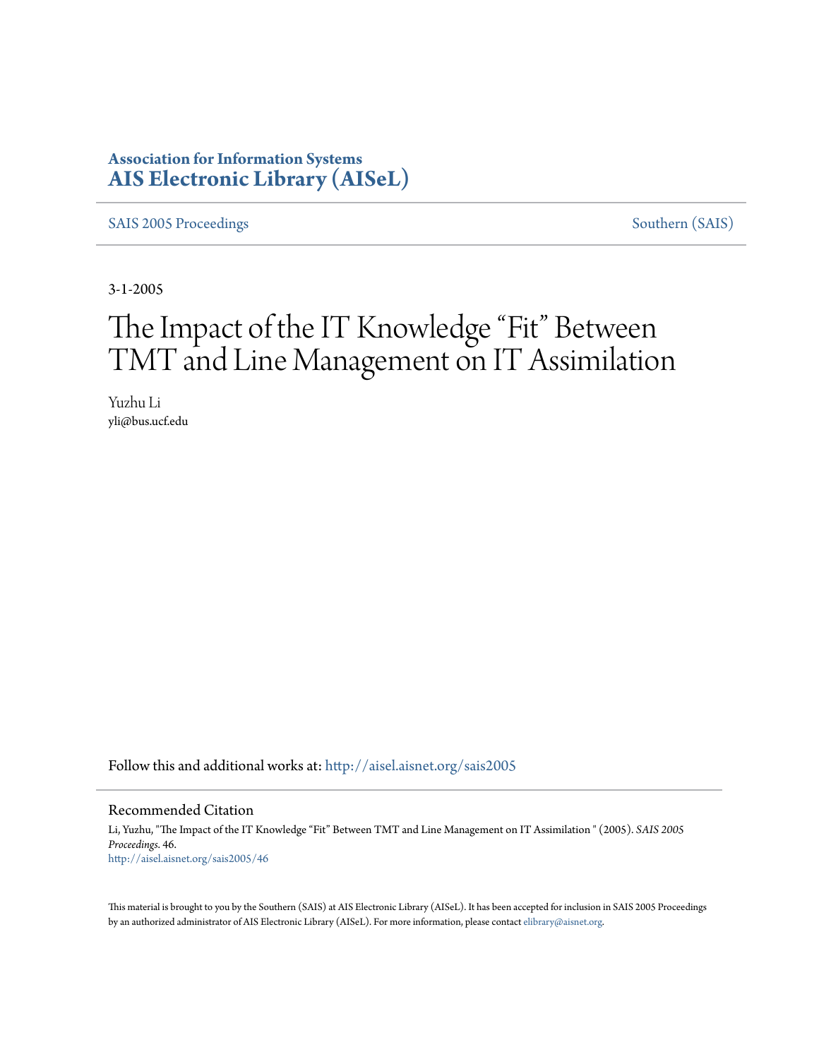**Association for Information Systems**
**AIS Electronic Library (AISeL)**

SAIS 2005 Proceedings | Southern (SAIS)

3-1-2005

# The Impact of the IT Knowledge "Fit" Between TMT and Line Management on IT Assimilation

Yuzhu Li
yli@bus.ucf.edu

Follow this and additional works at: http://aisel.aisnet.org/sais2005

## Recommended Citation

Li, Yuzhu, "The Impact of the IT Knowledge "Fit" Between TMT and Line Management on IT Assimilation " (2005). *SAIS 2005 Proceedings*. 46.
http://aisel.aisnet.org/sais2005/46

This material is brought to you by the Southern (SAIS) at AIS Electronic Library (AISeL). It has been accepted for inclusion in SAIS 2005 Proceedings by an authorized administrator of AIS Electronic Library (AISeL). For more information, please contact elibrary@aisnet.org.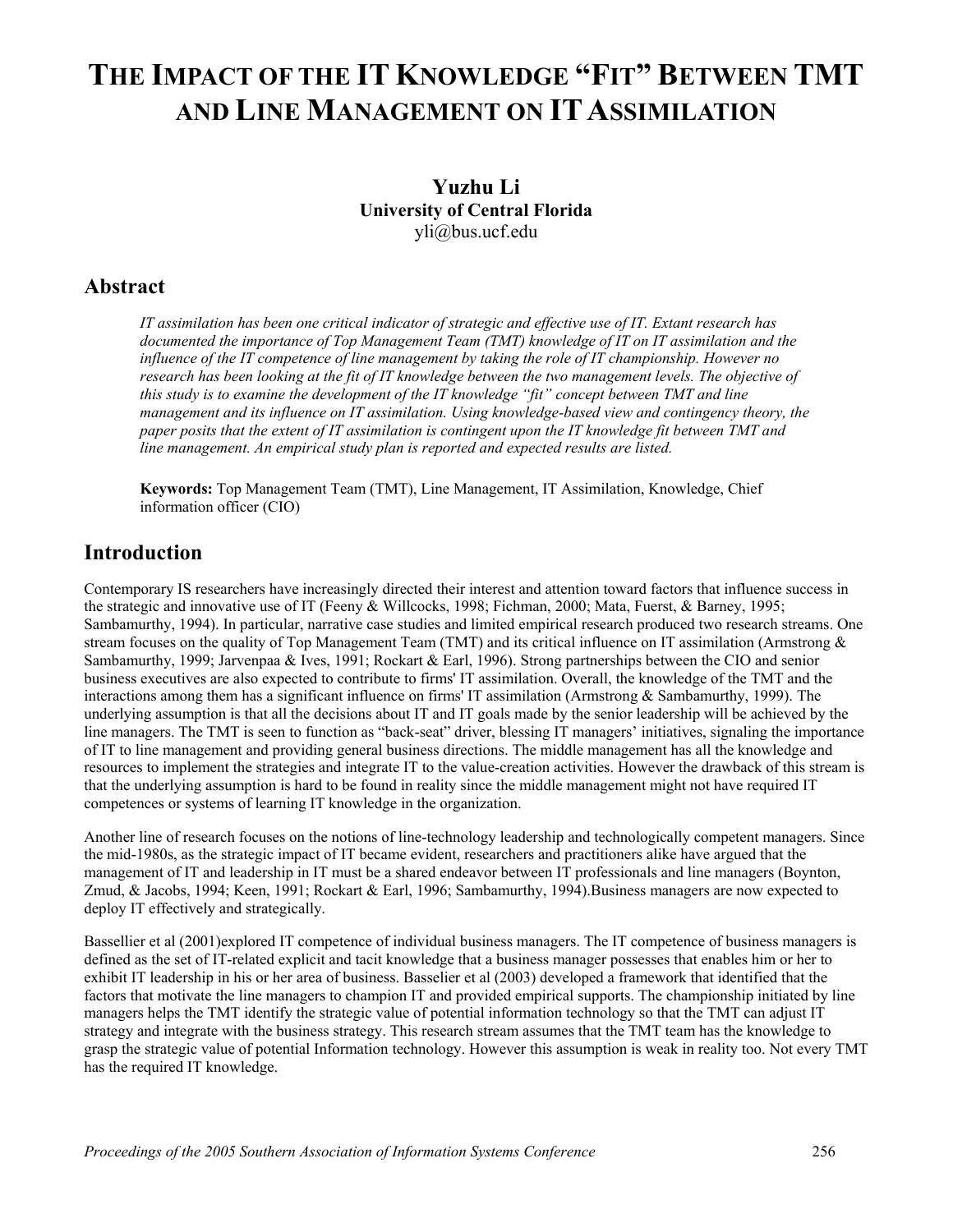# The Impact of the IT Knowledge "Fit" Between TMT and Line Management on IT Assimilation

**Yuzhu Li**
**University of Central Florida**
yli@bus.ucf.edu

## Abstract

*IT assimilation has been one critical indicator of strategic and effective use of IT. Extant research has documented the importance of Top Management Team (TMT) knowledge of IT on IT assimilation and the influence of the IT competence of line management by taking the role of IT championship. However no research has been looking at the fit of IT knowledge between the two management levels. The objective of this study is to examine the development of the IT knowledge "fit" concept between TMT and line management and its influence on IT assimilation. Using knowledge-based view and contingency theory, the paper posits that the extent of IT assimilation is contingent upon the IT knowledge fit between TMT and line management. An empirical study plan is reported and expected results are listed.*

**Keywords:** Top Management Team (TMT), Line Management, IT Assimilation, Knowledge, Chief information officer (CIO)

## Introduction

Contemporary IS researchers have increasingly directed their interest and attention toward factors that influence success in the strategic and innovative use of IT (Feeny & Willcocks, 1998; Fichman, 2000; Mata, Fuerst, & Barney, 1995; Sambamurthy, 1994). In particular, narrative case studies and limited empirical research produced two research streams. One stream focuses on the quality of Top Management Team (TMT) and its critical influence on IT assimilation (Armstrong & Sambamurthy, 1999; Jarvenpaa & Ives, 1991; Rockart & Earl, 1996). Strong partnerships between the CIO and senior business executives are also expected to contribute to firms' IT assimilation. Overall, the knowledge of the TMT and the interactions among them has a significant influence on firms' IT assimilation (Armstrong & Sambamurthy, 1999). The underlying assumption is that all the decisions about IT and IT goals made by the senior leadership will be achieved by the line managers. The TMT is seen to function as "back-seat" driver, blessing IT managers' initiatives, signaling the importance of IT to line management and providing general business directions. The middle management has all the knowledge and resources to implement the strategies and integrate IT to the value-creation activities. However the drawback of this stream is that the underlying assumption is hard to be found in reality since the middle management might not have required IT competences or systems of learning IT knowledge in the organization.

Another line of research focuses on the notions of line-technology leadership and technologically competent managers. Since the mid-1980s, as the strategic impact of IT became evident, researchers and practitioners alike have argued that the management of IT and leadership in IT must be a shared endeavor between IT professionals and line managers (Boynton, Zmud, & Jacobs, 1994; Keen, 1991; Rockart & Earl, 1996; Sambamurthy, 1994).Business managers are now expected to deploy IT effectively and strategically.

Bassellier et al (2001)explored IT competence of individual business managers. The IT competence of business managers is defined as the set of IT-related explicit and tacit knowledge that a business manager possesses that enables him or her to exhibit IT leadership in his or her area of business. Basselier et al (2003) developed a framework that identified that the factors that motivate the line managers to champion IT and provided empirical supports. The championship initiated by line managers helps the TMT identify the strategic value of potential information technology so that the TMT can adjust IT strategy and integrate with the business strategy. This research stream assumes that the TMT team has the knowledge to grasp the strategic value of potential Information technology. However this assumption is weak in reality too. Not every TMT has the required IT knowledge.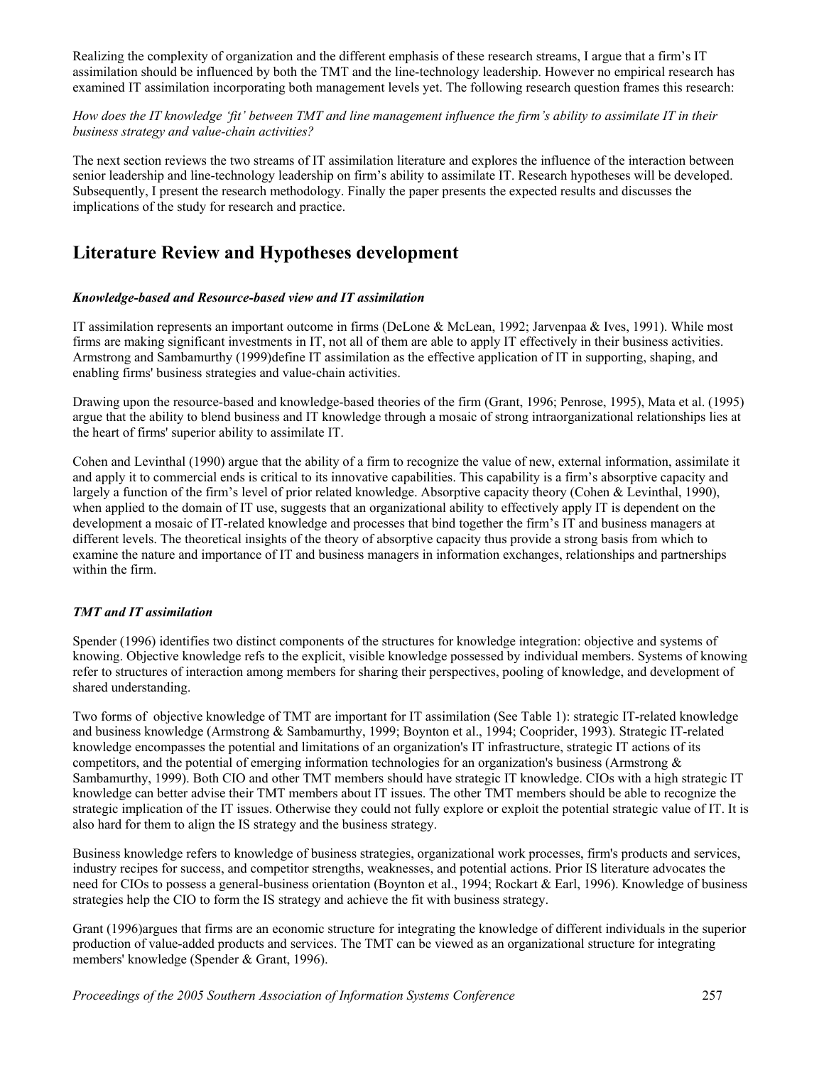Realizing the complexity of organization and the different emphasis of these research streams, I argue that a firm's IT assimilation should be influenced by both the TMT and the line-technology leadership. However no empirical research has examined IT assimilation incorporating both management levels yet. The following research question frames this research:

*How does the IT knowledge 'fit' between TMT and line management influence the firm's ability to assimilate IT in their business strategy and value-chain activities?*

The next section reviews the two streams of IT assimilation literature and explores the influence of the interaction between senior leadership and line-technology leadership on firm's ability to assimilate IT. Research hypotheses will be developed. Subsequently, I present the research methodology. Finally the paper presents the expected results and discusses the implications of the study for research and practice.

## Literature Review and Hypotheses development

### *Knowledge-based and Resource-based view and IT assimilation*

IT assimilation represents an important outcome in firms (DeLone & McLean, 1992; Jarvenpaa & Ives, 1991). While most firms are making significant investments in IT, not all of them are able to apply IT effectively in their business activities. Armstrong and Sambamurthy (1999)define IT assimilation as the effective application of IT in supporting, shaping, and enabling firms' business strategies and value-chain activities.

Drawing upon the resource-based and knowledge-based theories of the firm (Grant, 1996; Penrose, 1995), Mata et al. (1995) argue that the ability to blend business and IT knowledge through a mosaic of strong intraorganizational relationships lies at the heart of firms' superior ability to assimilate IT.

Cohen and Levinthal (1990) argue that the ability of a firm to recognize the value of new, external information, assimilate it and apply it to commercial ends is critical to its innovative capabilities. This capability is a firm's absorptive capacity and largely a function of the firm's level of prior related knowledge. Absorptive capacity theory (Cohen & Levinthal, 1990), when applied to the domain of IT use, suggests that an organizational ability to effectively apply IT is dependent on the development a mosaic of IT-related knowledge and processes that bind together the firm's IT and business managers at different levels. The theoretical insights of the theory of absorptive capacity thus provide a strong basis from which to examine the nature and importance of IT and business managers in information exchanges, relationships and partnerships within the firm.

### *TMT and IT assimilation*

Spender (1996) identifies two distinct components of the structures for knowledge integration: objective and systems of knowing. Objective knowledge refs to the explicit, visible knowledge possessed by individual members. Systems of knowing refer to structures of interaction among members for sharing their perspectives, pooling of knowledge, and development of shared understanding.

Two forms of objective knowledge of TMT are important for IT assimilation (See Table 1): strategic IT-related knowledge and business knowledge (Armstrong & Sambamurthy, 1999; Boynton et al., 1994; Cooprider, 1993). Strategic IT-related knowledge encompasses the potential and limitations of an organization's IT infrastructure, strategic IT actions of its competitors, and the potential of emerging information technologies for an organization's business (Armstrong & Sambamurthy, 1999). Both CIO and other TMT members should have strategic IT knowledge. CIOs with a high strategic IT knowledge can better advise their TMT members about IT issues. The other TMT members should be able to recognize the strategic implication of the IT issues. Otherwise they could not fully explore or exploit the potential strategic value of IT. It is also hard for them to align the IS strategy and the business strategy.

Business knowledge refers to knowledge of business strategies, organizational work processes, firm's products and services, industry recipes for success, and competitor strengths, weaknesses, and potential actions. Prior IS literature advocates the need for CIOs to possess a general-business orientation (Boynton et al., 1994; Rockart & Earl, 1996). Knowledge of business strategies help the CIO to form the IS strategy and achieve the fit with business strategy.

Grant (1996)argues that firms are an economic structure for integrating the knowledge of different individuals in the superior production of value-added products and services. The TMT can be viewed as an organizational structure for integrating members' knowledge (Spender & Grant, 1996).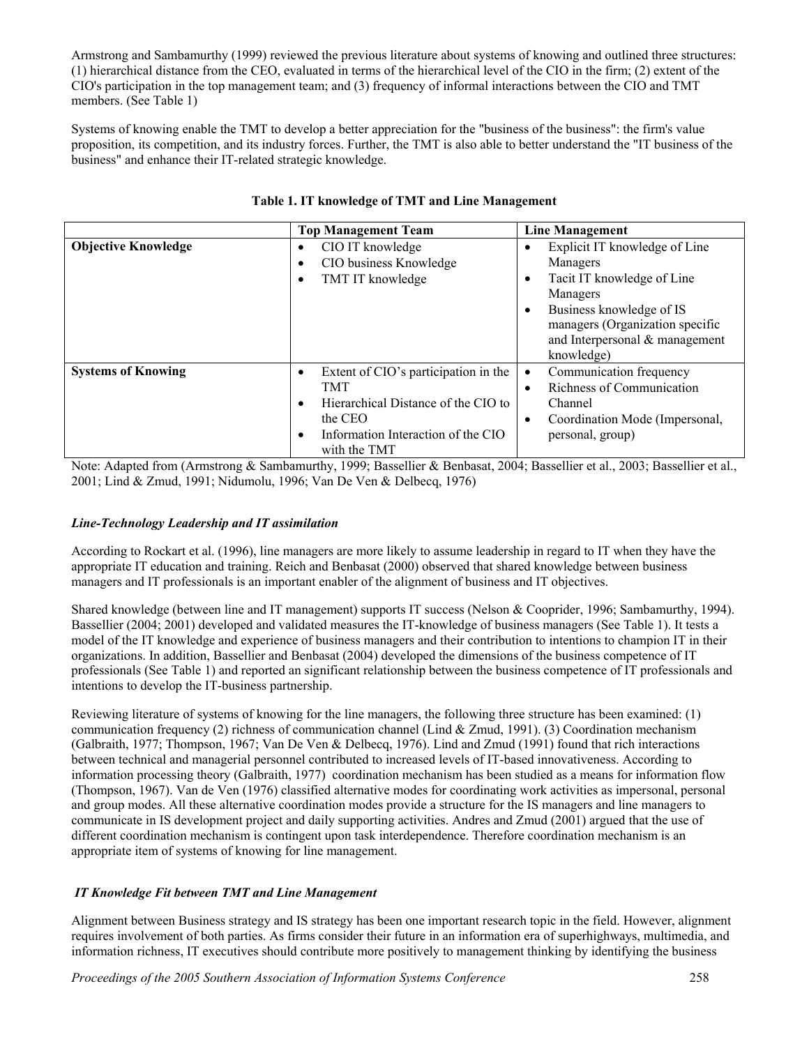Armstrong and Sambamurthy (1999) reviewed the previous literature about systems of knowing and outlined three structures: (1) hierarchical distance from the CEO, evaluated in terms of the hierarchical level of the CIO in the firm; (2) extent of the CIO's participation in the top management team; and (3) frequency of informal interactions between the CIO and TMT members. (See Table 1)

Systems of knowing enable the TMT to develop a better appreciation for the "business of the business": the firm's value proposition, its competition, and its industry forces. Further, the TMT is also able to better understand the "IT business of the business" and enhance their IT-related strategic knowledge.

**Table 1. IT knowledge of TMT and Line Management**

| | **Top Management Team** | **Line Management** |
|---|---|---|
| **Objective Knowledge** | • CIO IT knowledge<br>• CIO business Knowledge<br>• TMT IT knowledge | • Explicit IT knowledge of Line Managers<br>• Tacit IT knowledge of Line Managers<br>• Business knowledge of IS managers (Organization specific and Interpersonal & management knowledge) |
| **Systems of Knowing** | • Extent of CIO's participation in the TMT<br>• Hierarchical Distance of the CIO to the CEO<br>• Information Interaction of the CIO with the TMT | • Communication frequency<br>• Richness of Communication Channel<br>• Coordination Mode (Impersonal, personal, group) |

Note: Adapted from (Armstrong & Sambamurthy, 1999; Bassellier & Benbasat, 2004; Bassellier et al., 2003; Bassellier et al., 2001; Lind & Zmud, 1991; Nidumolu, 1996; Van De Ven & Delbecq, 1976)

### *Line-Technology Leadership and IT assimilation*

According to Rockart et al. (1996), line managers are more likely to assume leadership in regard to IT when they have the appropriate IT education and training. Reich and Benbasat (2000) observed that shared knowledge between business managers and IT professionals is an important enabler of the alignment of business and IT objectives.

Shared knowledge (between line and IT management) supports IT success (Nelson & Cooprider, 1996; Sambamurthy, 1994). Bassellier (2004; 2001) developed and validated measures the IT-knowledge of business managers (See Table 1). It tests a model of the IT knowledge and experience of business managers and their contribution to intentions to champion IT in their organizations. In addition, Bassellier and Benbasat (2004) developed the dimensions of the business competence of IT professionals (See Table 1) and reported an significant relationship between the business competence of IT professionals and intentions to develop the IT-business partnership.

Reviewing literature of systems of knowing for the line managers, the following three structure has been examined: (1) communication frequency (2) richness of communication channel (Lind & Zmud, 1991). (3) Coordination mechanism (Galbraith, 1977; Thompson, 1967; Van De Ven & Delbecq, 1976). Lind and Zmud (1991) found that rich interactions between technical and managerial personnel contributed to increased levels of IT-based innovativeness. According to information processing theory (Galbraith, 1977) coordination mechanism has been studied as a means for information flow (Thompson, 1967). Van de Ven (1976) classified alternative modes for coordinating work activities as impersonal, personal and group modes. All these alternative coordination modes provide a structure for the IS managers and line managers to communicate in IS development project and daily supporting activities. Andres and Zmud (2001) argued that the use of different coordination mechanism is contingent upon task interdependence. Therefore coordination mechanism is an appropriate item of systems of knowing for line management.

### *IT Knowledge Fit between TMT and Line Management*

Alignment between Business strategy and IS strategy has been one important research topic in the field. However, alignment requires involvement of both parties. As firms consider their future in an information era of superhighways, multimedia, and information richness, IT executives should contribute more positively to management thinking by identifying the business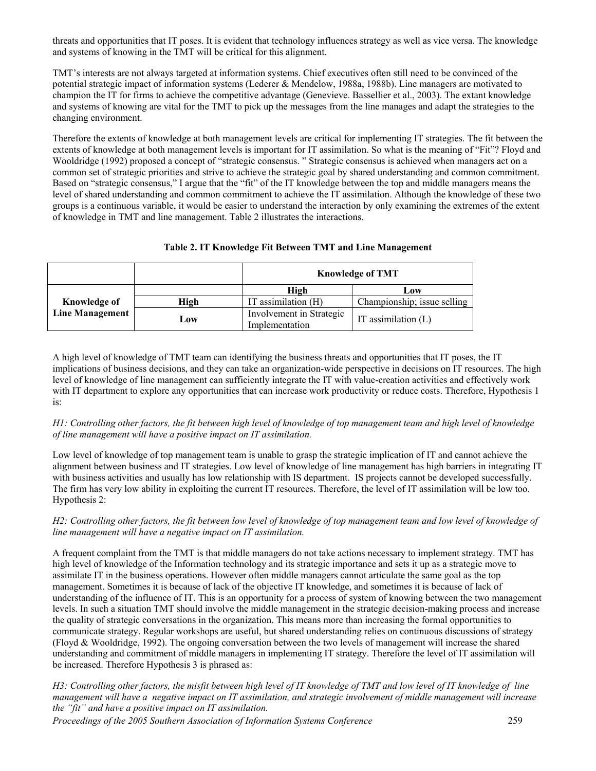threats and opportunities that IT poses. It is evident that technology influences strategy as well as vice versa. The knowledge and systems of knowing in the TMT will be critical for this alignment.

TMT's interests are not always targeted at information systems. Chief executives often still need to be convinced of the potential strategic impact of information systems (Lederer & Mendelow, 1988a, 1988b). Line managers are motivated to champion the IT for firms to achieve the competitive advantage (Genevieve. Bassellier et al., 2003). The extant knowledge and systems of knowing are vital for the TMT to pick up the messages from the line manages and adapt the strategies to the changing environment.

Therefore the extents of knowledge at both management levels are critical for implementing IT strategies. The fit between the extents of knowledge at both management levels is important for IT assimilation. So what is the meaning of "Fit"? Floyd and Wooldridge (1992) proposed a concept of "strategic consensus. " Strategic consensus is achieved when managers act on a common set of strategic priorities and strive to achieve the strategic goal by shared understanding and common commitment. Based on "strategic consensus," I argue that the "fit" of the IT knowledge between the top and middle managers means the level of shared understanding and common commitment to achieve the IT assimilation. Although the knowledge of these two groups is a continuous variable, it would be easier to understand the interaction by only examining the extremes of the extent of knowledge in TMT and line management. Table 2 illustrates the interactions.

**Table 2. IT Knowledge Fit Between TMT and Line Management**

| | | **Knowledge of TMT** | |
|---|---|---|---|
| | | **High** | **Low** |
| **Knowledge of Line Management** | **High** | IT assimilation (H) | Championship; issue selling |
| | **Low** | Involvement in Strategic Implementation | IT assimilation (L) |

A high level of knowledge of TMT team can identifying the business threats and opportunities that IT poses, the IT implications of business decisions, and they can take an organization-wide perspective in decisions on IT resources. The high level of knowledge of line management can sufficiently integrate the IT with value-creation activities and effectively work with IT department to explore any opportunities that can increase work productivity or reduce costs. Therefore, Hypothesis 1 is:

*H1: Controlling other factors, the fit between high level of knowledge of top management team and high level of knowledge of line management will have a positive impact on IT assimilation.*

Low level of knowledge of top management team is unable to grasp the strategic implication of IT and cannot achieve the alignment between business and IT strategies. Low level of knowledge of line management has high barriers in integrating IT with business activities and usually has low relationship with IS department. IS projects cannot be developed successfully. The firm has very low ability in exploiting the current IT resources. Therefore, the level of IT assimilation will be low too. Hypothesis 2:

*H2: Controlling other factors, the fit between low level of knowledge of top management team and low level of knowledge of line management will have a negative impact on IT assimilation.*

A frequent complaint from the TMT is that middle managers do not take actions necessary to implement strategy. TMT has high level of knowledge of the Information technology and its strategic importance and sets it up as a strategic move to assimilate IT in the business operations. However often middle managers cannot articulate the same goal as the top management. Sometimes it is because of lack of the objective IT knowledge, and sometimes it is because of lack of understanding of the influence of IT. This is an opportunity for a process of system of knowing between the two management levels. In such a situation TMT should involve the middle management in the strategic decision-making process and increase the quality of strategic conversations in the organization. This means more than increasing the formal opportunities to communicate strategy. Regular workshops are useful, but shared understanding relies on continuous discussions of strategy (Floyd & Wooldridge, 1992). The ongoing conversation between the two levels of management will increase the shared understanding and commitment of middle managers in implementing IT strategy. Therefore the level of IT assimilation will be increased. Therefore Hypothesis 3 is phrased as:

*H3: Controlling other factors, the misfit between high level of IT knowledge of TMT and low level of IT knowledge of line management will have a negative impact on IT assimilation, and strategic involvement of middle management will increase the "fit" and have a positive impact on IT assimilation.*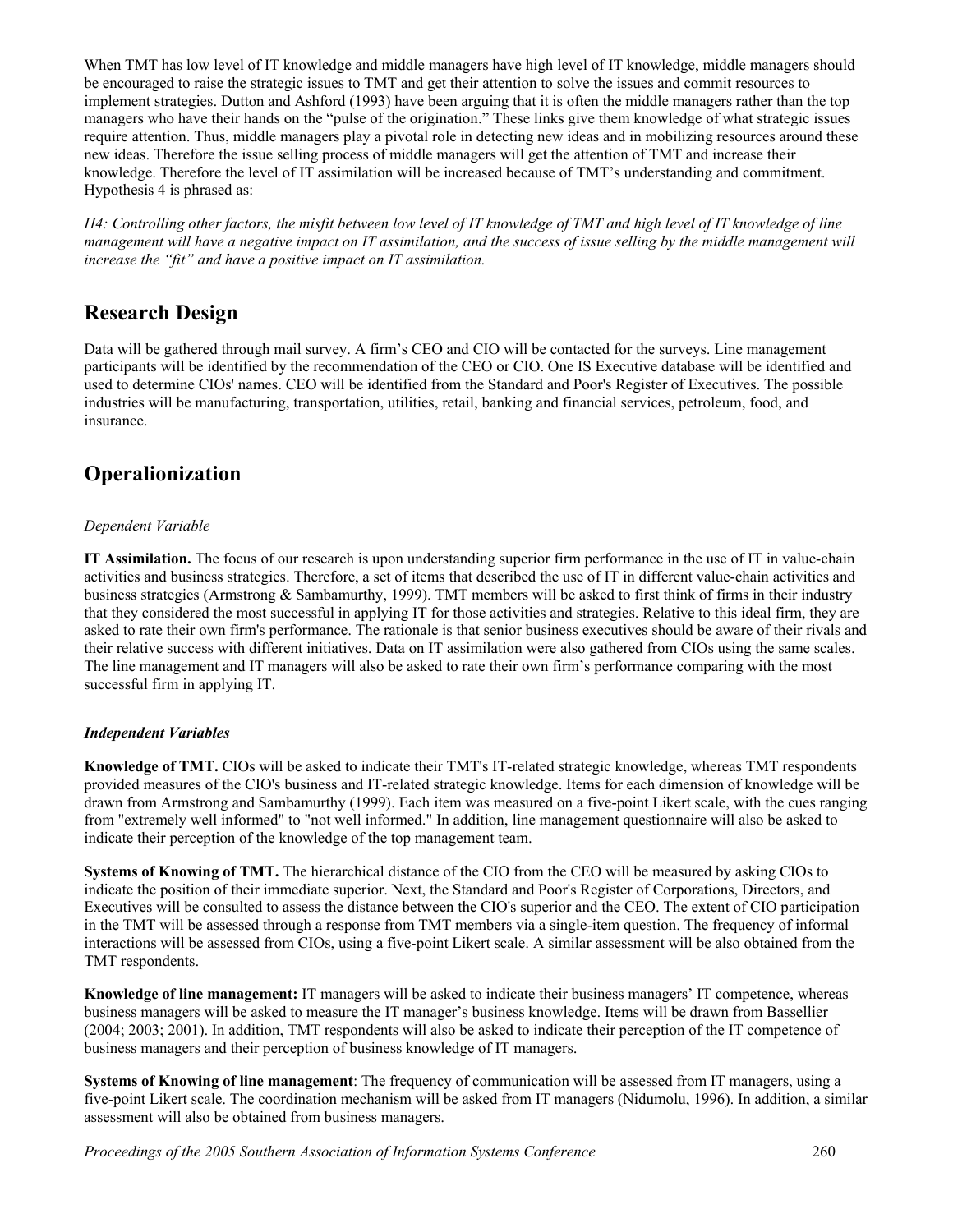When TMT has low level of IT knowledge and middle managers have high level of IT knowledge, middle managers should be encouraged to raise the strategic issues to TMT and get their attention to solve the issues and commit resources to implement strategies. Dutton and Ashford (1993) have been arguing that it is often the middle managers rather than the top managers who have their hands on the "pulse of the origination." These links give them knowledge of what strategic issues require attention. Thus, middle managers play a pivotal role in detecting new ideas and in mobilizing resources around these new ideas. Therefore the issue selling process of middle managers will get the attention of TMT and increase their knowledge. Therefore the level of IT assimilation will be increased because of TMT's understanding and commitment. Hypothesis 4 is phrased as:

*H4: Controlling other factors, the misfit between low level of IT knowledge of TMT and high level of IT knowledge of line management will have a negative impact on IT assimilation, and the success of issue selling by the middle management will increase the "fit" and have a positive impact on IT assimilation.*

## Research Design

Data will be gathered through mail survey. A firm's CEO and CIO will be contacted for the surveys. Line management participants will be identified by the recommendation of the CEO or CIO. One IS Executive database will be identified and used to determine CIOs' names. CEO will be identified from the Standard and Poor's Register of Executives. The possible industries will be manufacturing, transportation, utilities, retail, banking and financial services, petroleum, food, and insurance.

## Operalionization

*Dependent Variable*

**IT Assimilation.** The focus of our research is upon understanding superior firm performance in the use of IT in value-chain activities and business strategies. Therefore, a set of items that described the use of IT in different value-chain activities and business strategies (Armstrong & Sambamurthy, 1999). TMT members will be asked to first think of firms in their industry that they considered the most successful in applying IT for those activities and strategies. Relative to this ideal firm, they are asked to rate their own firm's performance. The rationale is that senior business executives should be aware of their rivals and their relative success with different initiatives. Data on IT assimilation were also gathered from CIOs using the same scales. The line management and IT managers will also be asked to rate their own firm's performance comparing with the most successful firm in applying IT.

***Independent Variables***

**Knowledge of TMT.** CIOs will be asked to indicate their TMT's IT-related strategic knowledge, whereas TMT respondents provided measures of the CIO's business and IT-related strategic knowledge. Items for each dimension of knowledge will be drawn from Armstrong and Sambamurthy (1999). Each item was measured on a five-point Likert scale, with the cues ranging from "extremely well informed" to "not well informed." In addition, line management questionnaire will also be asked to indicate their perception of the knowledge of the top management team.

**Systems of Knowing of TMT.** The hierarchical distance of the CIO from the CEO will be measured by asking CIOs to indicate the position of their immediate superior. Next, the Standard and Poor's Register of Corporations, Directors, and Executives will be consulted to assess the distance between the CIO's superior and the CEO. The extent of CIO participation in the TMT will be assessed through a response from TMT members via a single-item question. The frequency of informal interactions will be assessed from CIOs, using a five-point Likert scale. A similar assessment will be also obtained from the TMT respondents.

**Knowledge of line management:** IT managers will be asked to indicate their business managers' IT competence, whereas business managers will be asked to measure the IT manager's business knowledge. Items will be drawn from Bassellier (2004; 2003; 2001). In addition, TMT respondents will also be asked to indicate their perception of the IT competence of business managers and their perception of business knowledge of IT managers.

**Systems of Knowing of line management**: The frequency of communication will be assessed from IT managers, using a five-point Likert scale. The coordination mechanism will be asked from IT managers (Nidumolu, 1996). In addition, a similar assessment will also be obtained from business managers.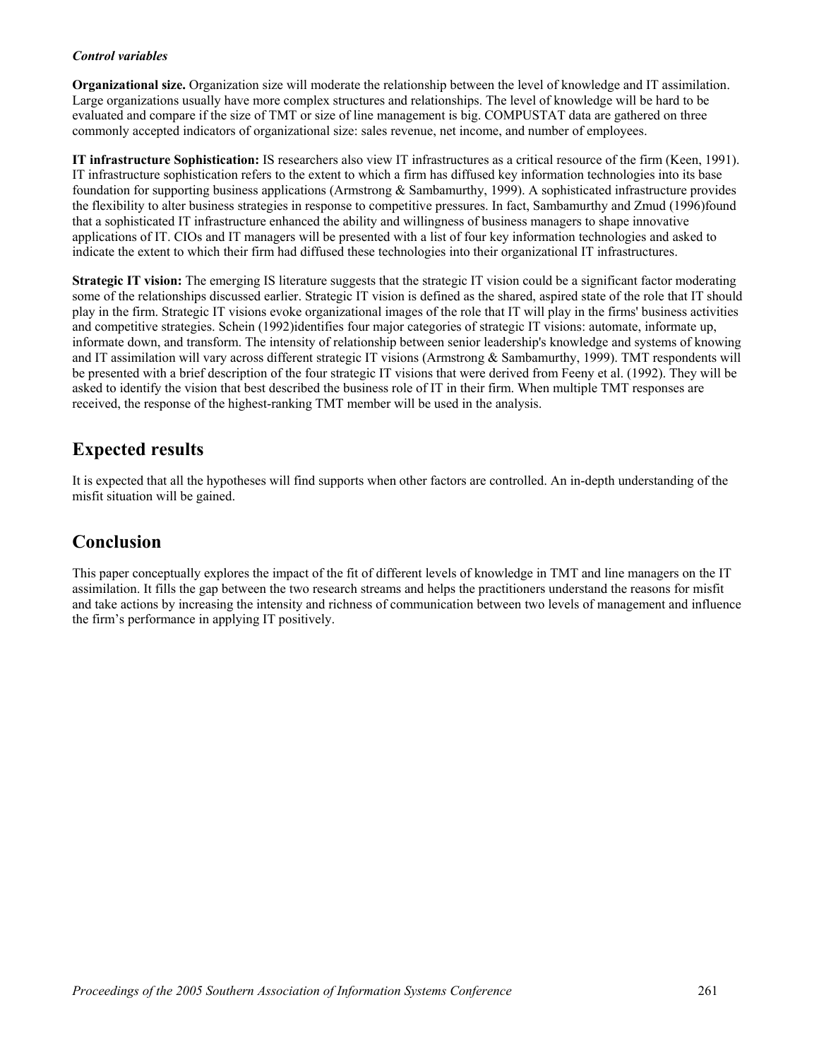***Control variables***

**Organizational size.** Organization size will moderate the relationship between the level of knowledge and IT assimilation. Large organizations usually have more complex structures and relationships. The level of knowledge will be hard to be evaluated and compare if the size of TMT or size of line management is big. COMPUSTAT data are gathered on three commonly accepted indicators of organizational size: sales revenue, net income, and number of employees.

**IT infrastructure Sophistication:** IS researchers also view IT infrastructures as a critical resource of the firm (Keen, 1991). IT infrastructure sophistication refers to the extent to which a firm has diffused key information technologies into its base foundation for supporting business applications (Armstrong & Sambamurthy, 1999). A sophisticated infrastructure provides the flexibility to alter business strategies in response to competitive pressures. In fact, Sambamurthy and Zmud (1996)found that a sophisticated IT infrastructure enhanced the ability and willingness of business managers to shape innovative applications of IT. CIOs and IT managers will be presented with a list of four key information technologies and asked to indicate the extent to which their firm had diffused these technologies into their organizational IT infrastructures.

**Strategic IT vision:** The emerging IS literature suggests that the strategic IT vision could be a significant factor moderating some of the relationships discussed earlier. Strategic IT vision is defined as the shared, aspired state of the role that IT should play in the firm. Strategic IT visions evoke organizational images of the role that IT will play in the firms' business activities and competitive strategies. Schein (1992)identifies four major categories of strategic IT visions: automate, informate up, informate down, and transform. The intensity of relationship between senior leadership's knowledge and systems of knowing and IT assimilation will vary across different strategic IT visions (Armstrong & Sambamurthy, 1999). TMT respondents will be presented with a brief description of the four strategic IT visions that were derived from Feeny et al. (1992). They will be asked to identify the vision that best described the business role of IT in their firm. When multiple TMT responses are received, the response of the highest-ranking TMT member will be used in the analysis.

## Expected results

It is expected that all the hypotheses will find supports when other factors are controlled. An in-depth understanding of the misfit situation will be gained.

## Conclusion

This paper conceptually explores the impact of the fit of different levels of knowledge in TMT and line managers on the IT assimilation. It fills the gap between the two research streams and helps the practitioners understand the reasons for misfit and take actions by increasing the intensity and richness of communication between two levels of management and influence the firm's performance in applying IT positively.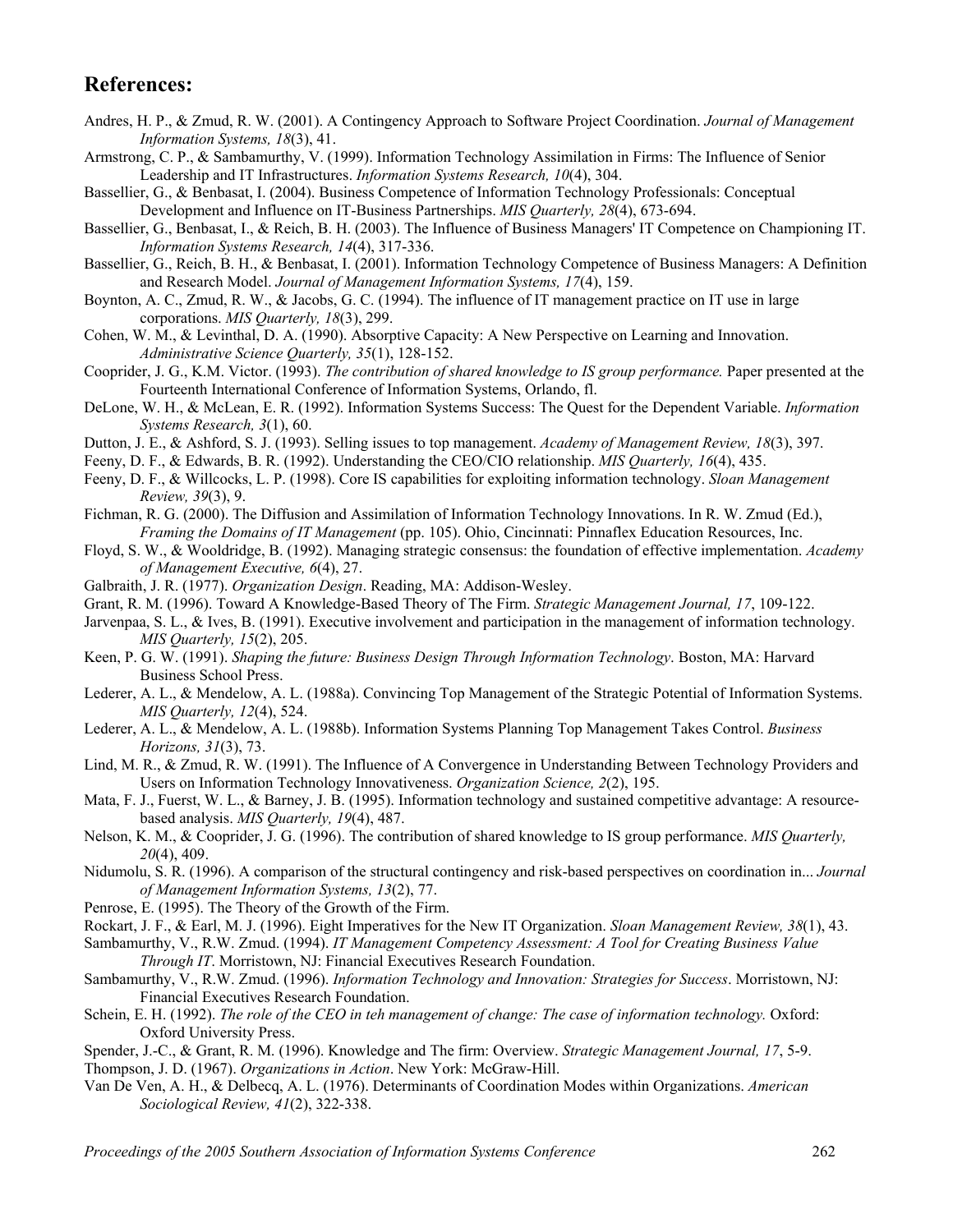## References:

Andres, H. P., & Zmud, R. W. (2001). A Contingency Approach to Software Project Coordination. *Journal of Management Information Systems, 18*(3), 41.

Armstrong, C. P., & Sambamurthy, V. (1999). Information Technology Assimilation in Firms: The Influence of Senior Leadership and IT Infrastructures. *Information Systems Research, 10*(4), 304.

Bassellier, G., & Benbasat, I. (2004). Business Competence of Information Technology Professionals: Conceptual Development and Influence on IT-Business Partnerships. *MIS Quarterly, 28*(4), 673-694.

Bassellier, G., Benbasat, I., & Reich, B. H. (2003). The Influence of Business Managers' IT Competence on Championing IT. *Information Systems Research, 14*(4), 317-336.

Bassellier, G., Reich, B. H., & Benbasat, I. (2001). Information Technology Competence of Business Managers: A Definition and Research Model. *Journal of Management Information Systems, 17*(4), 159.

Boynton, A. C., Zmud, R. W., & Jacobs, G. C. (1994). The influence of IT management practice on IT use in large corporations. *MIS Quarterly, 18*(3), 299.

Cohen, W. M., & Levinthal, D. A. (1990). Absorptive Capacity: A New Perspective on Learning and Innovation. *Administrative Science Quarterly, 35*(1), 128-152.

Cooprider, J. G., K.M. Victor. (1993). *The contribution of shared knowledge to IS group performance.* Paper presented at the Fourteenth International Conference of Information Systems, Orlando, fl.

DeLone, W. H., & McLean, E. R. (1992). Information Systems Success: The Quest for the Dependent Variable. *Information Systems Research, 3*(1), 60.

Dutton, J. E., & Ashford, S. J. (1993). Selling issues to top management. *Academy of Management Review, 18*(3), 397.

Feeny, D. F., & Edwards, B. R. (1992). Understanding the CEO/CIO relationship. *MIS Quarterly, 16*(4), 435.

Feeny, D. F., & Willcocks, L. P. (1998). Core IS capabilities for exploiting information technology. *Sloan Management Review, 39*(3), 9.

Fichman, R. G. (2000). The Diffusion and Assimilation of Information Technology Innovations. In R. W. Zmud (Ed.), *Framing the Domains of IT Management* (pp. 105). Ohio, Cincinnati: Pinnaflex Education Resources, Inc.

Floyd, S. W., & Wooldridge, B. (1992). Managing strategic consensus: the foundation of effective implementation. *Academy of Management Executive, 6*(4), 27.

Galbraith, J. R. (1977). *Organization Design*. Reading, MA: Addison-Wesley.

Grant, R. M. (1996). Toward A Knowledge-Based Theory of The Firm. *Strategic Management Journal, 17*, 109-122.

Jarvenpaa, S. L., & Ives, B. (1991). Executive involvement and participation in the management of information technology. *MIS Quarterly, 15*(2), 205.

Keen, P. G. W. (1991). *Shaping the future: Business Design Through Information Technology*. Boston, MA: Harvard Business School Press.

Lederer, A. L., & Mendelow, A. L. (1988a). Convincing Top Management of the Strategic Potential of Information Systems. *MIS Quarterly, 12*(4), 524.

Lederer, A. L., & Mendelow, A. L. (1988b). Information Systems Planning Top Management Takes Control. *Business Horizons, 31*(3), 73.

Lind, M. R., & Zmud, R. W. (1991). The Influence of A Convergence in Understanding Between Technology Providers and Users on Information Technology Innovativeness. *Organization Science, 2*(2), 195.

Mata, F. J., Fuerst, W. L., & Barney, J. B. (1995). Information technology and sustained competitive advantage: A resource-based analysis. *MIS Quarterly, 19*(4), 487.

Nelson, K. M., & Cooprider, J. G. (1996). The contribution of shared knowledge to IS group performance. *MIS Quarterly, 20*(4), 409.

Nidumolu, S. R. (1996). A comparison of the structural contingency and risk-based perspectives on coordination in... *Journal of Management Information Systems, 13*(2), 77.

Penrose, E. (1995). The Theory of the Growth of the Firm.

Rockart, J. F., & Earl, M. J. (1996). Eight Imperatives for the New IT Organization. *Sloan Management Review, 38*(1), 43.

Sambamurthy, V., R.W. Zmud. (1994). *IT Management Competency Assessment: A Tool for Creating Business Value Through IT*. Morristown, NJ: Financial Executives Research Foundation.

Sambamurthy, V., R.W. Zmud. (1996). *Information Technology and Innovation: Strategies for Success*. Morristown, NJ: Financial Executives Research Foundation.

Schein, E. H. (1992). *The role of the CEO in teh management of change: The case of information technology.* Oxford: Oxford University Press.

Spender, J.-C., & Grant, R. M. (1996). Knowledge and The firm: Overview. *Strategic Management Journal, 17*, 5-9.

Thompson, J. D. (1967). *Organizations in Action*. New York: McGraw-Hill.

Van De Ven, A. H., & Delbecq, A. L. (1976). Determinants of Coordination Modes within Organizations. *American Sociological Review, 41*(2), 322-338.